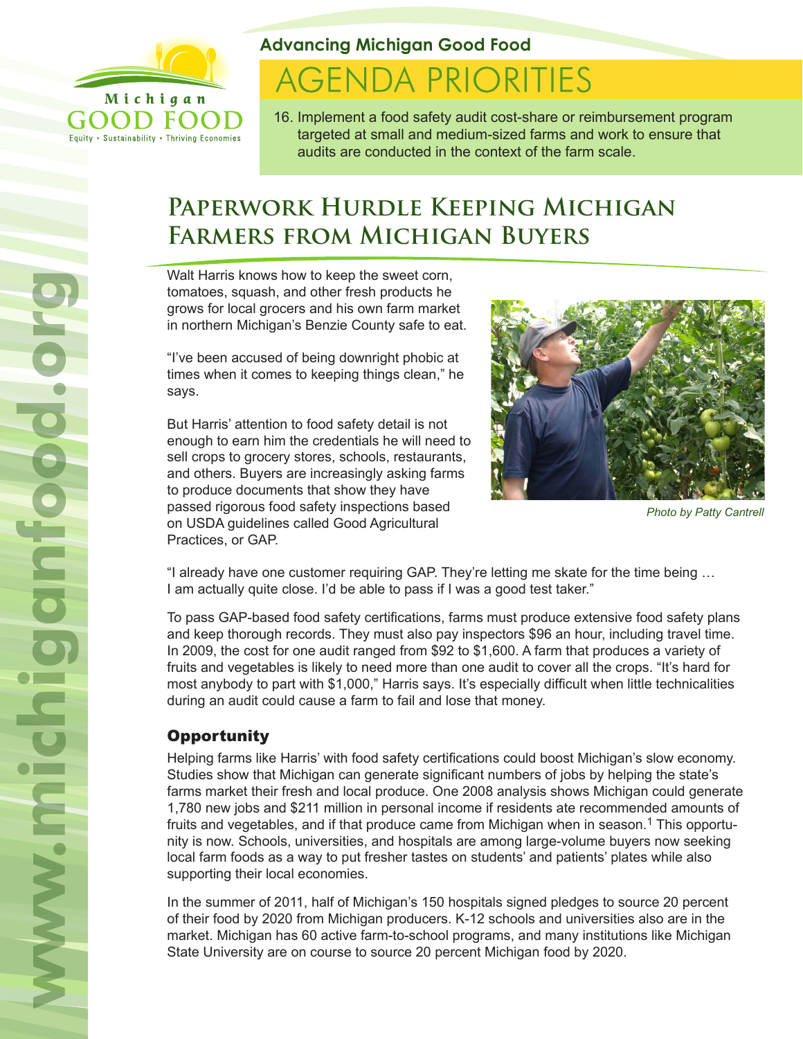Michigan GOOD FOOD

Equity • Sustainability • Thriving Economies

**Advancing Michigan Good Food**

# AGENDA PRIORITIES

16. Implement a food safety audit cost-share or reimbursement program targeted at small and medium-sized farms and work to ensure that audits are conducted in the context of the farm scale.

## Paperwork Hurdle Keeping Michigan Farmers from Michigan Buyers

Walt Harris knows how to keep the sweet corn, tomatoes, squash, and other fresh products he grows for local grocers and his own farm market in northern Michigan's Benzie County safe to eat.

"I've been accused of being downright phobic at times when it comes to keeping things clean," he says.

But Harris' attention to food safety detail is not enough to earn him the credentials he will need to sell crops to grocery stores, schools, restaurants, and others. Buyers are increasingly asking farms to produce documents that show they have passed rigorous food safety inspections based on USDA guidelines called Good Agricultural Practices, or GAP.

*Photo by Patty Cantrell*

"I already have one customer requiring GAP. They're letting me skate for the time being … I am actually quite close. I'd be able to pass if I was a good test taker."

To pass GAP-based food safety certifications, farms must produce extensive food safety plans and keep thorough records. They must also pay inspectors $96 an hour, including travel time. In 2009, the cost for one audit ranged from $92 to $1,600. A farm that produces a variety of fruits and vegetables is likely to need more than one audit to cover all the crops. "It's hard for most anybody to part with $1,000," Harris says. It's especially difficult when little technicalities during an audit could cause a farm to fail and lose that money.

### Opportunity

Helping farms like Harris' with food safety certifications could boost Michigan's slow economy. Studies show that Michigan can generate significant numbers of jobs by helping the state's farms market their fresh and local produce. One 2008 analysis shows Michigan could generate 1,780 new jobs and $211 million in personal income if residents ate recommended amounts of fruits and vegetables, and if that produce came from Michigan when in season.[1] This opportunity is now. Schools, universities, and hospitals are among large-volume buyers now seeking local farm foods as a way to put fresher tastes on students' and patients' plates while also supporting their local economies.

In the summer of 2011, half of Michigan's 150 hospitals signed pledges to source 20 percent of their food by 2020 from Michigan producers. K-12 schools and universities also are in the market. Michigan has 60 active farm-to-school programs, and many institutions like Michigan State University are on course to source 20 percent Michigan food by 2020.

www.michiganfood.org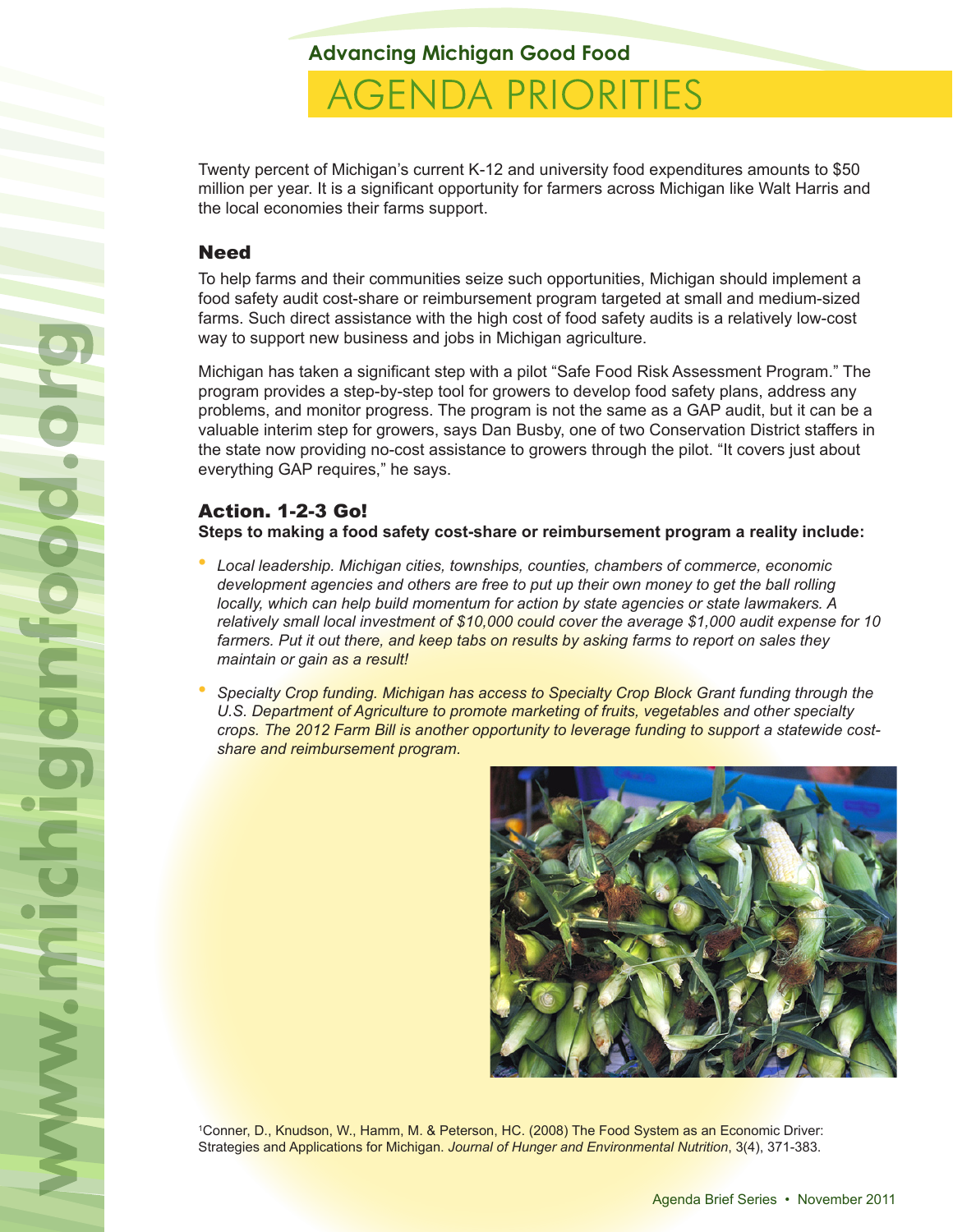## Advancing Michigan Good Food

# AGENDA PRIORITIES

Twenty percent of Michigan's current K-12 and university food expenditures amounts to $50 million per year. It is a significant opportunity for farmers across Michigan like Walt Harris and the local economies their farms support.

### Need

To help farms and their communities seize such opportunities, Michigan should implement a food safety audit cost-share or reimbursement program targeted at small and medium-sized farms. Such direct assistance with the high cost of food safety audits is a relatively low-cost way to support new business and jobs in Michigan agriculture.

Michigan has taken a significant step with a pilot "Safe Food Risk Assessment Program." The program provides a step-by-step tool for growers to develop food safety plans, address any problems, and monitor progress. The program is not the same as a GAP audit, but it can be a valuable interim step for growers, says Dan Busby, one of two Conservation District staffers in the state now providing no-cost assistance to growers through the pilot. "It covers just about everything GAP requires," he says.

### Action. 1-2-3 Go!

**Steps to making a food safety cost-share or reimbursement program a reality include:**

- *Local leadership. Michigan cities, townships, counties, chambers of commerce, economic development agencies and others are free to put up their own money to get the ball rolling locally, which can help build momentum for action by state agencies or state lawmakers. A relatively small local investment of $10,000 could cover the average $1,000 audit expense for 10 farmers. Put it out there, and keep tabs on results by asking farms to report on sales they maintain or gain as a result!*
- *Specialty Crop funding. Michigan has access to Specialty Crop Block Grant funding through the U.S. Department of Agriculture to promote marketing of fruits, vegetables and other specialty crops. The 2012 Farm Bill is another opportunity to leverage funding to support a statewide cost-share and reimbursement program.*

[1]Conner, D., Knudson, W., Hamm, M. & Peterson, HC. (2008) The Food System as an Economic Driver: Strategies and Applications for Michigan. *Journal of Hunger and Environmental Nutrition*, 3(4), 371-383.

www.michiganfood.org

Agenda Brief Series • November 2011